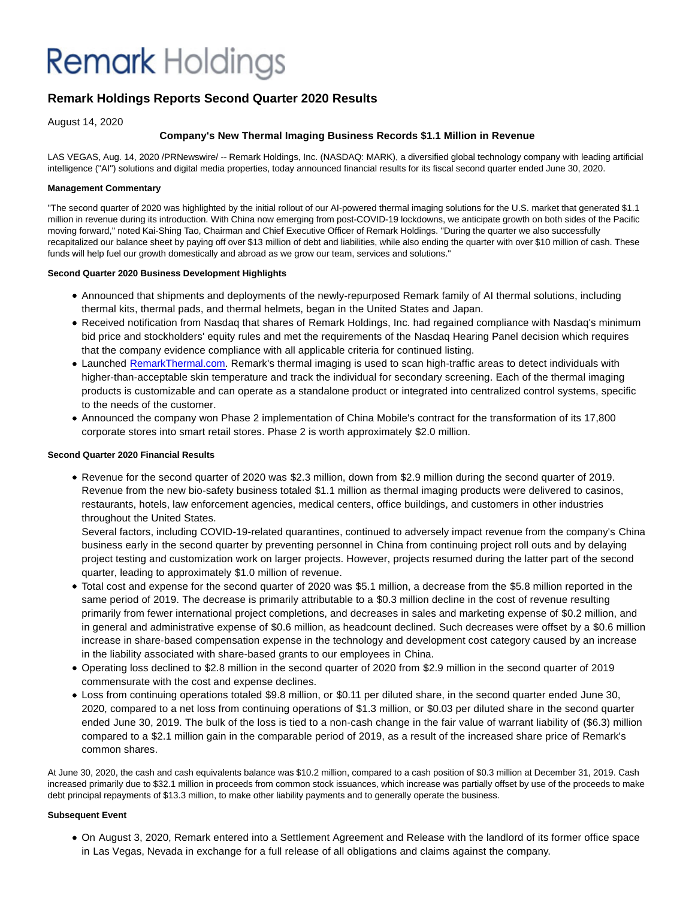# Remark Holdings

## Remark Holdings Reports Second Quarter 2020 Results

August 14, 2020

**Company's New Thermal Imaging Business Records $1.1 Million in Revenue**

LAS VEGAS, Aug. 14, 2020 /PRNewswire/ -- Remark Holdings, Inc. (NASDAQ: MARK), a diversified global technology company with leading artificial intelligence ("AI") solutions and digital media properties, today announced financial results for its fiscal second quarter ended June 30, 2020.

**Management Commentary**

"The second quarter of 2020 was highlighted by the initial rollout of our AI-powered thermal imaging solutions for the U.S. market that generated $1.1 million in revenue during its introduction. With China now emerging from post-COVID-19 lockdowns, we anticipate growth on both sides of the Pacific moving forward," noted Kai-Shing Tao, Chairman and Chief Executive Officer of Remark Holdings. "During the quarter we also successfully recapitalized our balance sheet by paying off over $13 million of debt and liabilities, while also ending the quarter with over $10 million of cash. These funds will help fuel our growth domestically and abroad as we grow our team, services and solutions."

**Second Quarter 2020 Business Development Highlights**

- Announced that shipments and deployments of the newly-repurposed Remark family of AI thermal solutions, including thermal kits, thermal pads, and thermal helmets, began in the United States and Japan.
- Received notification from Nasdaq that shares of Remark Holdings, Inc. had regained compliance with Nasdaq's minimum bid price and stockholders' equity rules and met the requirements of the Nasdaq Hearing Panel decision which requires that the company evidence compliance with all applicable criteria for continued listing.
- Launched RemarkThermal.com. Remark's thermal imaging is used to scan high-traffic areas to detect individuals with higher-than-acceptable skin temperature and track the individual for secondary screening. Each of the thermal imaging products is customizable and can operate as a standalone product or integrated into centralized control systems, specific to the needs of the customer.
- Announced the company won Phase 2 implementation of China Mobile's contract for the transformation of its 17,800 corporate stores into smart retail stores. Phase 2 is worth approximately $2.0 million.

**Second Quarter 2020 Financial Results**

- Revenue for the second quarter of 2020 was $2.3 million, down from $2.9 million during the second quarter of 2019. Revenue from the new bio-safety business totaled $1.1 million as thermal imaging products were delivered to casinos, restaurants, hotels, law enforcement agencies, medical centers, office buildings, and customers in other industries throughout the United States.

  Several factors, including COVID-19-related quarantines, continued to adversely impact revenue from the company's China business early in the second quarter by preventing personnel in China from continuing project roll outs and by delaying project testing and customization work on larger projects. However, projects resumed during the latter part of the second quarter, leading to approximately $1.0 million of revenue.
- Total cost and expense for the second quarter of 2020 was $5.1 million, a decrease from the $5.8 million reported in the same period of 2019. The decrease is primarily attributable to a $0.3 million decline in the cost of revenue resulting primarily from fewer international project completions, and decreases in sales and marketing expense of $0.2 million, and in general and administrative expense of $0.6 million, as headcount declined. Such decreases were offset by a $0.6 million increase in share-based compensation expense in the technology and development cost category caused by an increase in the liability associated with share-based grants to our employees in China.
- Operating loss declined to $2.8 million in the second quarter of 2020 from $2.9 million in the second quarter of 2019 commensurate with the cost and expense declines.
- Loss from continuing operations totaled $9.8 million, or $0.11 per diluted share, in the second quarter ended June 30, 2020, compared to a net loss from continuing operations of $1.3 million, or $0.03 per diluted share in the second quarter ended June 30, 2019. The bulk of the loss is tied to a non-cash change in the fair value of warrant liability of ($6.3) million compared to a $2.1 million gain in the comparable period of 2019, as a result of the increased share price of Remark's common shares.

At June 30, 2020, the cash and cash equivalents balance was $10.2 million, compared to a cash position of $0.3 million at December 31, 2019. Cash increased primarily due to $32.1 million in proceeds from common stock issuances, which increase was partially offset by use of the proceeds to make debt principal repayments of $13.3 million, to make other liability payments and to generally operate the business.

**Subsequent Event**

- On August 3, 2020, Remark entered into a Settlement Agreement and Release with the landlord of its former office space in Las Vegas, Nevada in exchange for a full release of all obligations and claims against the company.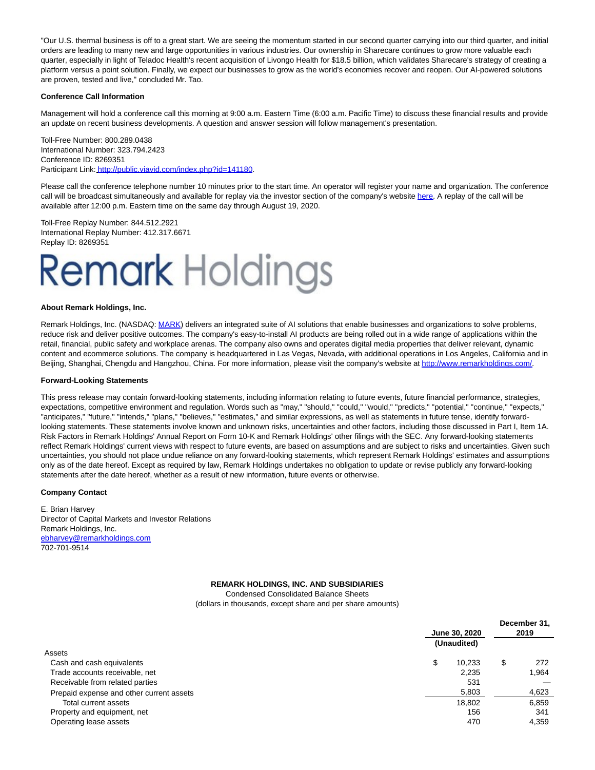"Our U.S. thermal business is off to a great start. We are seeing the momentum started in our second quarter carrying into our third quarter, and initial orders are leading to many new and large opportunities in various industries. Our ownership in Sharecare continues to grow more valuable each quarter, especially in light of Teladoc Health's recent acquisition of Livongo Health for $18.5 billion, which validates Sharecare's strategy of creating a platform versus a point solution. Finally, we expect our businesses to grow as the world's economies recover and reopen. Our AI-powered solutions are proven, tested and live," concluded Mr. Tao.

**Conference Call Information**

Management will hold a conference call this morning at 9:00 a.m. Eastern Time (6:00 a.m. Pacific Time) to discuss these financial results and provide an update on recent business developments. A question and answer session will follow management's presentation.

Toll-Free Number: 800.289.0438
International Number: 323.794.2423
Conference ID: 8269351
Participant Link: http://public.viavid.com/index.php?id=141180.

Please call the conference telephone number 10 minutes prior to the start time. An operator will register your name and organization. The conference call will be broadcast simultaneously and available for replay via the investor section of the company's website here. A replay of the call will be available after 12:00 p.m. Eastern time on the same day through August 19, 2020.

Toll-Free Replay Number: 844.512.2921
International Replay Number: 412.317.6671
Replay ID: 8269351

Remark Holdings

**About Remark Holdings, Inc.**

Remark Holdings, Inc. (NASDAQ: MARK) delivers an integrated suite of AI solutions that enable businesses and organizations to solve problems, reduce risk and deliver positive outcomes. The company's easy-to-install AI products are being rolled out in a wide range of applications within the retail, financial, public safety and workplace arenas. The company also owns and operates digital media properties that deliver relevant, dynamic content and ecommerce solutions. The company is headquartered in Las Vegas, Nevada, with additional operations in Los Angeles, California and in Beijing, Shanghai, Chengdu and Hangzhou, China. For more information, please visit the company's website at http://www.remarkholdings.com/.

**Forward-Looking Statements**

This press release may contain forward-looking statements, including information relating to future events, future financial performance, strategies, expectations, competitive environment and regulation. Words such as "may," "should," "could," "would," "predicts," "potential," "continue," "expects," "anticipates," "future," "intends," "plans," "believes," "estimates," and similar expressions, as well as statements in future tense, identify forward-looking statements. These statements involve known and unknown risks, uncertainties and other factors, including those discussed in Part I, Item 1A. Risk Factors in Remark Holdings' Annual Report on Form 10-K and Remark Holdings' other filings with the SEC. Any forward-looking statements reflect Remark Holdings' current views with respect to future events, are based on assumptions and are subject to risks and uncertainties. Given such uncertainties, you should not place undue reliance on any forward-looking statements, which represent Remark Holdings' estimates and assumptions only as of the date hereof. Except as required by law, Remark Holdings undertakes no obligation to update or revise publicly any forward-looking statements after the date hereof, whether as a result of new information, future events or otherwise.

**Company Contact**

E. Brian Harvey
Director of Capital Markets and Investor Relations
Remark Holdings, Inc.
ebharvey@remarkholdings.com
702-701-9514

**REMARK HOLDINGS, INC. AND SUBSIDIARIES**
Condensed Consolidated Balance Sheets
(dollars in thousands, except share and per share amounts)

| | June 30, 2020 (Unaudited) | December 31, 2019 |
|---|---|---|
| Assets | | |
| Cash and cash equivalents | $ 10,233 | $ 272 |
| Trade accounts receivable, net | 2,235 | 1,964 |
| Receivable from related parties | 531 | — |
| Prepaid expense and other current assets | 5,803 | 4,623 |
| Total current assets | 18,802 | 6,859 |
| Property and equipment, net | 156 | 341 |
| Operating lease assets | 470 | 4,359 |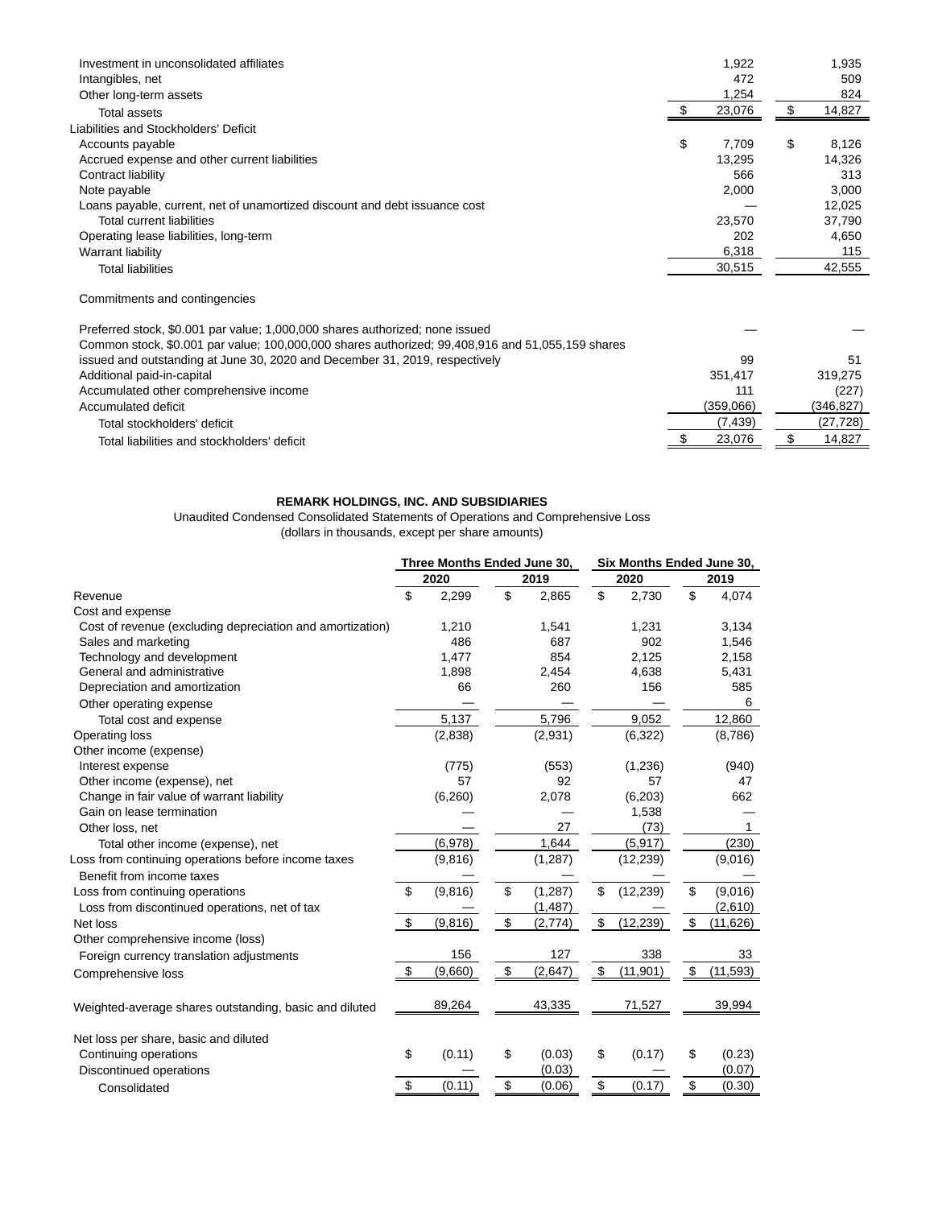| | | |
|---|---|---|
| Investment in unconsolidated affiliates | 1,922 | 1,935 |
| Intangibles, net | 472 | 509 |
| Other long-term assets | 1,254 | 824 |
| Total assets | $ 23,076 | $ 14,827 |
| Liabilities and Stockholders' Deficit | | |
| Accounts payable | $ 7,709 | $ 8,126 |
| Accrued expense and other current liabilities | 13,295 | 14,326 |
| Contract liability | 566 | 313 |
| Note payable | 2,000 | 3,000 |
| Loans payable, current, net of unamortized discount and debt issuance cost | — | 12,025 |
| Total current liabilities | 23,570 | 37,790 |
| Operating lease liabilities, long-term | 202 | 4,650 |
| Warrant liability | 6,318 | 115 |
| Total liabilities | 30,515 | 42,555 |
| Commitments and contingencies | | |
| Preferred stock, $0.001 par value; 1,000,000 shares authorized; none issued | — | — |
| Common stock, $0.001 par value; 100,000,000 shares authorized; 99,408,916 and 51,055,159 shares issued and outstanding at June 30, 2020 and December 31, 2019, respectively | 99 | 51 |
| Additional paid-in-capital | 351,417 | 319,275 |
| Accumulated other comprehensive income | 111 | (227) |
| Accumulated deficit | (359,066) | (346,827) |
| Total stockholders' deficit | (7,439) | (27,728) |
| Total liabilities and stockholders' deficit | $ 23,076 | $ 14,827 |

**REMARK HOLDINGS, INC. AND SUBSIDIARIES**

Unaudited Condensed Consolidated Statements of Operations and Comprehensive Loss

(dollars in thousands, except per share amounts)

| | Three Months Ended June 30, | | Six Months Ended June 30, | |
|---|---|---|---|---|
| | 2020 | 2019 | 2020 | 2019 |
| Revenue | $ 2,299 | $ 2,865 | $ 2,730 | $ 4,074 |
| Cost and expense | | | | |
| Cost of revenue (excluding depreciation and amortization) | 1,210 | 1,541 | 1,231 | 3,134 |
| Sales and marketing | 486 | 687 | 902 | 1,546 |
| Technology and development | 1,477 | 854 | 2,125 | 2,158 |
| General and administrative | 1,898 | 2,454 | 4,638 | 5,431 |
| Depreciation and amortization | 66 | 260 | 156 | 585 |
| Other operating expense | — | — | — | 6 |
| Total cost and expense | 5,137 | 5,796 | 9,052 | 12,860 |
| Operating loss | (2,838) | (2,931) | (6,322) | (8,786) |
| Other income (expense) | | | | |
| Interest expense | (775) | (553) | (1,236) | (940) |
| Other income (expense), net | 57 | 92 | 57 | 47 |
| Change in fair value of warrant liability | (6,260) | 2,078 | (6,203) | 662 |
| Gain on lease termination | — | — | 1,538 | — |
| Other loss, net | — | 27 | (73) | 1 |
| Total other income (expense), net | (6,978) | 1,644 | (5,917) | (230) |
| Loss from continuing operations before income taxes | (9,816) | (1,287) | (12,239) | (9,016) |
| Benefit from income taxes | — | — | — | — |
| Loss from continuing operations | $ (9,816) | $ (1,287) | $ (12,239) | $ (9,016) |
| Loss from discontinued operations, net of tax | — | (1,487) | — | (2,610) |
| Net loss | $ (9,816) | $ (2,774) | $ (12,239) | $ (11,626) |
| Other comprehensive income (loss) | | | | |
| Foreign currency translation adjustments | 156 | 127 | 338 | 33 |
| Comprehensive loss | $ (9,660) | $ (2,647) | $ (11,901) | $ (11,593) |
| Weighted-average shares outstanding, basic and diluted | 89,264 | 43,335 | 71,527 | 39,994 |
| Net loss per share, basic and diluted | | | | |
| Continuing operations | $ (0.11) | $ (0.03) | $ (0.17) | $ (0.23) |
| Discontinued operations | — | (0.03) | — | (0.07) |
| Consolidated | $ (0.11) | $ (0.06) | $ (0.17) | $ (0.30) |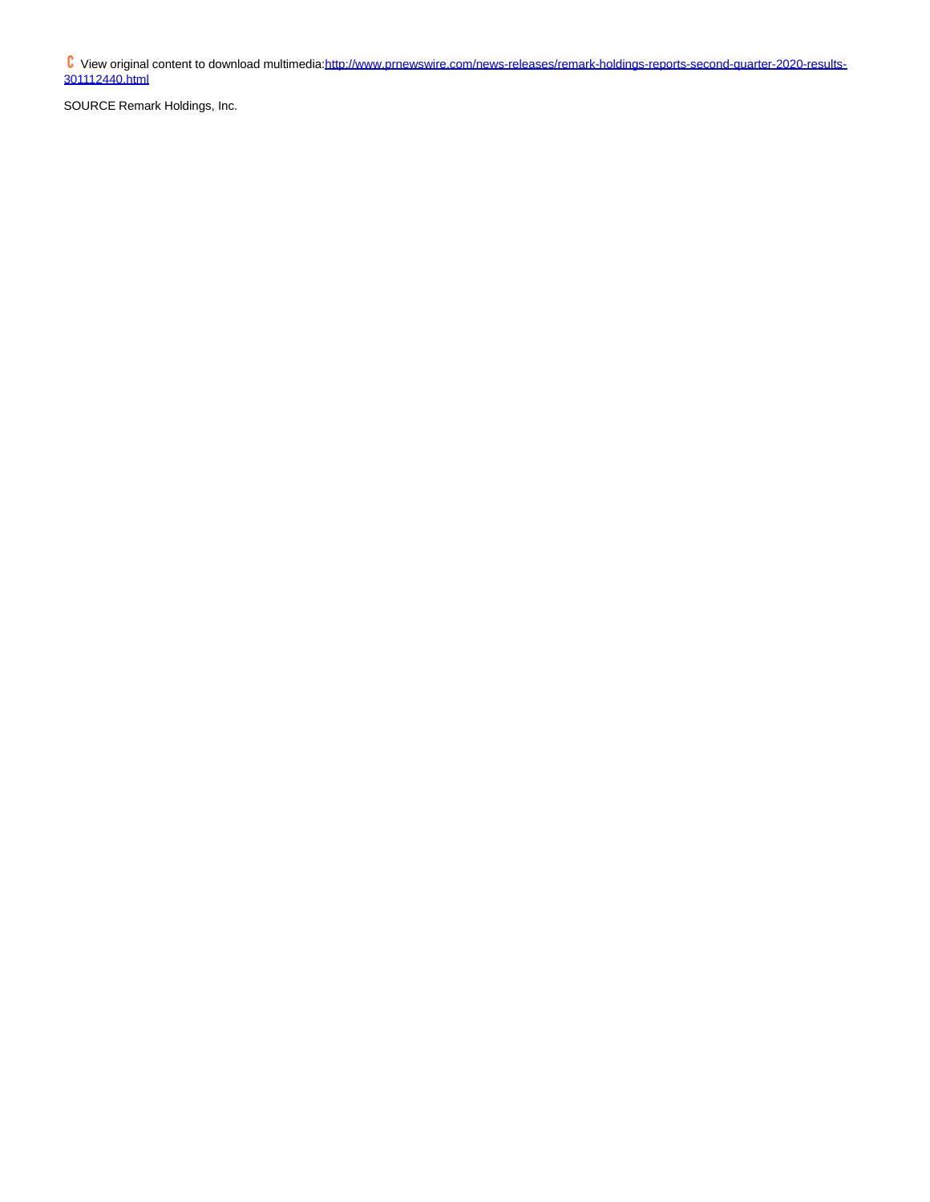View original content to download multimedia:[http://www.prnewswire.com/news-releases/remark-holdings-reports-second-quarter-2020-results-301112440.html](http://www.prnewswire.com/news-releases/remark-holdings-reports-second-quarter-2020-results-301112440.html)

SOURCE Remark Holdings, Inc.